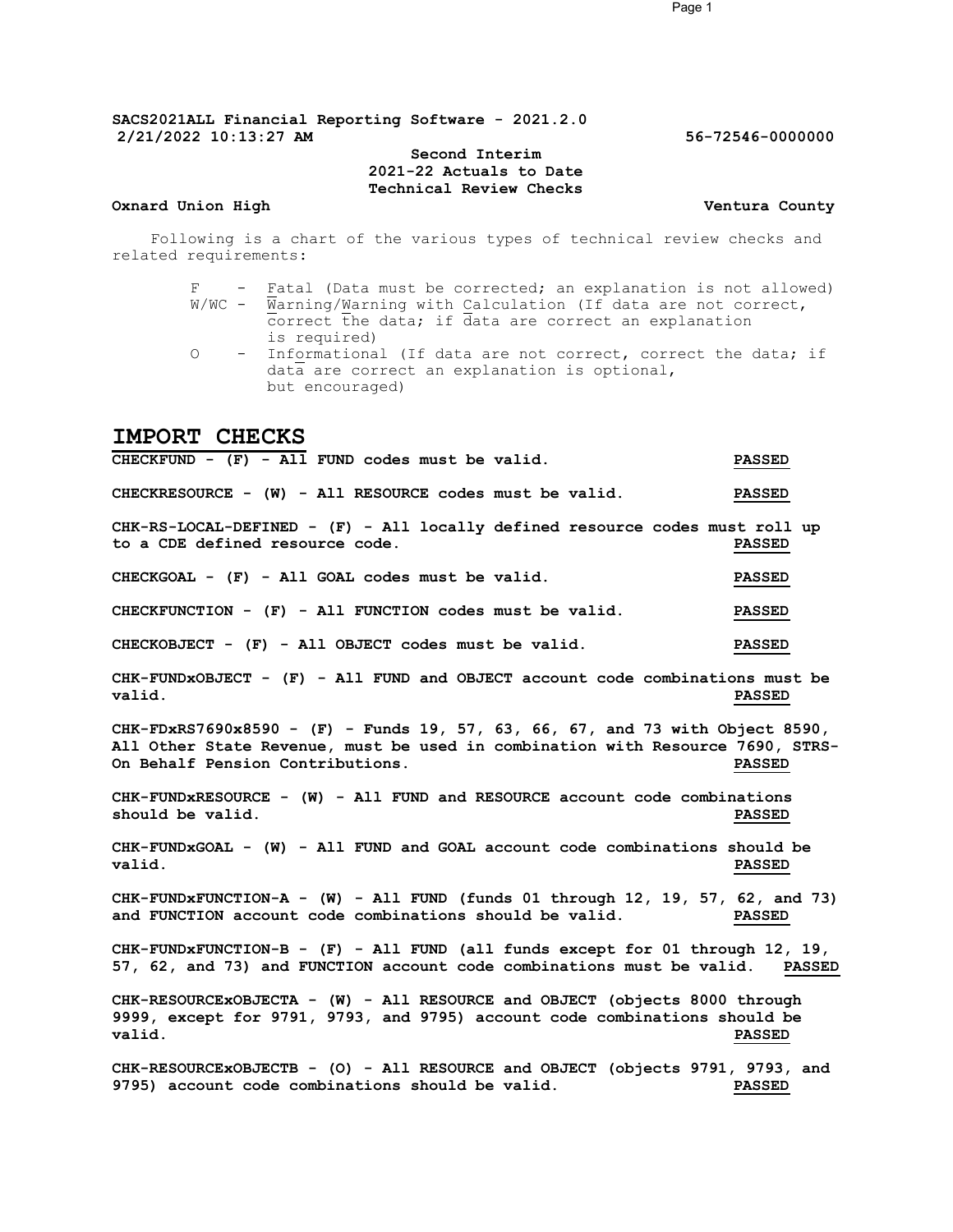**SACS2021ALL Financial Reporting Software - 2021.2.0**
**2/21/2022 10:13:27 AM** **56-72546-0000000**

**Second Interim**
**2021-22 Actuals to Date**
**Technical Review Checks**

**Oxnard Union High** **Ventura County**

Following is a chart of the various types of technical review checks and related requirements:

- F - Fatal (Data must be corrected; an explanation is not allowed)
- W/WC - Warning/Warning with Calculation (If data are not correct, correct the data; if data are correct an explanation is required)
- O - Informational (If data are not correct, correct the data; if data are correct an explanation is optional, but encouraged)

# IMPORT CHECKS

**CHECKFUND - (F) - All FUND codes must be valid.** **PASSED**

**CHECKRESOURCE - (W) - All RESOURCE codes must be valid.** **PASSED**

**CHK-RS-LOCAL-DEFINED - (F) - All locally defined resource codes must roll up to a CDE defined resource code.** **PASSED**

**CHECKGOAL - (F) - All GOAL codes must be valid.** **PASSED**

**CHECKFUNCTION - (F) - All FUNCTION codes must be valid.** **PASSED**

**CHECKOBJECT - (F) - All OBJECT codes must be valid.** **PASSED**

**CHK-FUNDxOBJECT - (F) - All FUND and OBJECT account code combinations must be valid.** **PASSED**

**CHK-FDxRS7690x8590 - (F) - Funds 19, 57, 63, 66, 67, and 73 with Object 8590, All Other State Revenue, must be used in combination with Resource 7690, STRS-On Behalf Pension Contributions.** **PASSED**

**CHK-FUNDxRESOURCE - (W) - All FUND and RESOURCE account code combinations should be valid.** **PASSED**

**CHK-FUNDxGOAL - (W) - All FUND and GOAL account code combinations should be valid.** **PASSED**

**CHK-FUNDxFUNCTION-A - (W) - All FUND (funds 01 through 12, 19, 57, 62, and 73) and FUNCTION account code combinations should be valid.** **PASSED**

**CHK-FUNDxFUNCTION-B - (F) - All FUND (all funds except for 01 through 12, 19, 57, 62, and 73) and FUNCTION account code combinations must be valid.** **PASSED**

**CHK-RESOURCExOBJECTA - (W) - All RESOURCE and OBJECT (objects 8000 through 9999, except for 9791, 9793, and 9795) account code combinations should be valid.** **PASSED**

**CHK-RESOURCExOBJECTB - (O) - All RESOURCE and OBJECT (objects 9791, 9793, and 9795) account code combinations should be valid.** **PASSED**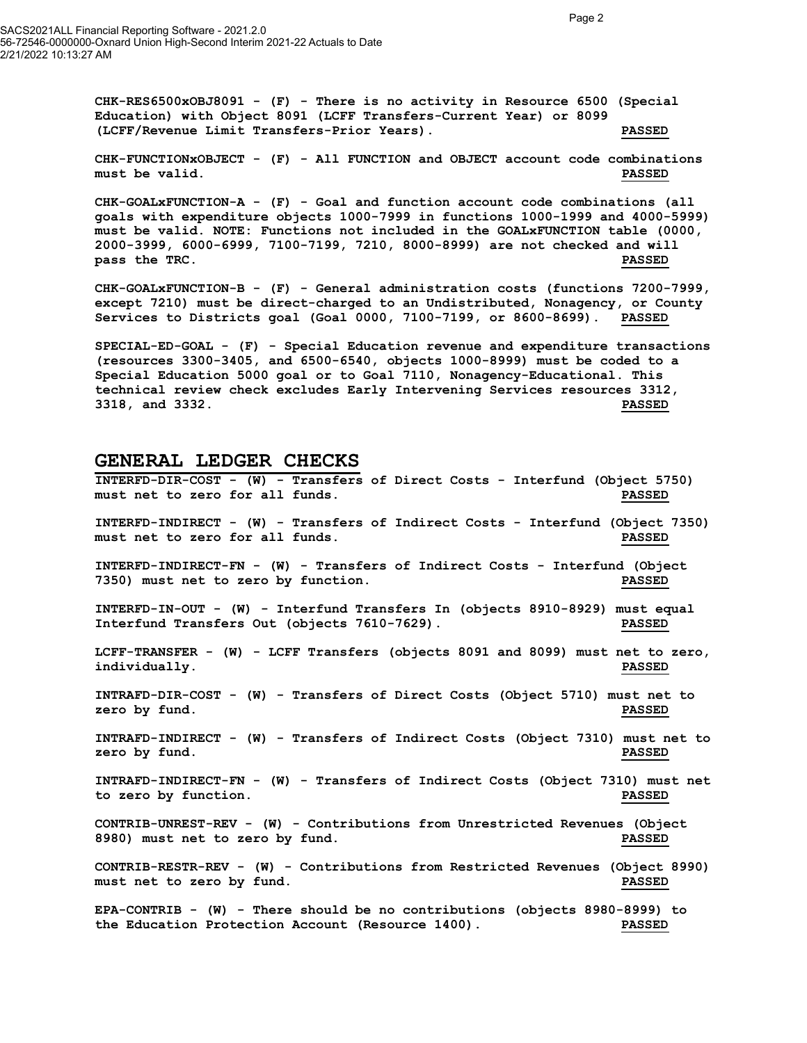**CHK-RES6500xOBJ8091 - (F) - There is no activity in Resource 6500 (Special Education) with Object 8091 (LCFF Transfers-Current Year) or 8099 (LCFF/Revenue Limit Transfers-Prior Years).** **PASSED**

**CHK-FUNCTIONxOBJECT - (F) - All FUNCTION and OBJECT account code combinations must be valid.** **PASSED**

**CHK-GOALxFUNCTION-A - (F) - Goal and function account code combinations (all goals with expenditure objects 1000-7999 in functions 1000-1999 and 4000-5999) must be valid. NOTE: Functions not included in the GOALxFUNCTION table (0000, 2000-3999, 6000-6999, 7100-7199, 7210, 8000-8999) are not checked and will pass the TRC.** **PASSED**

**CHK-GOALxFUNCTION-B - (F) - General administration costs (functions 7200-7999, except 7210) must be direct-charged to an Undistributed, Nonagency, or County Services to Districts goal (Goal 0000, 7100-7199, or 8600-8699).** **PASSED**

**SPECIAL-ED-GOAL - (F) - Special Education revenue and expenditure transactions (resources 3300-3405, and 6500-6540, objects 1000-8999) must be coded to a Special Education 5000 goal or to Goal 7110, Nonagency-Educational. This technical review check excludes Early Intervening Services resources 3312, 3318, and 3332.** **PASSED**

## GENERAL LEDGER CHECKS

**INTERFD-DIR-COST - (W) - Transfers of Direct Costs - Interfund (Object 5750) must net to zero for all funds.** **PASSED**

**INTERFD-INDIRECT - (W) - Transfers of Indirect Costs - Interfund (Object 7350) must net to zero for all funds.** **PASSED**

**INTERFD-INDIRECT-FN - (W) - Transfers of Indirect Costs - Interfund (Object 7350) must net to zero by function.** **PASSED**

**INTERFD-IN-OUT - (W) - Interfund Transfers In (objects 8910-8929) must equal Interfund Transfers Out (objects 7610-7629).** **PASSED**

**LCFF-TRANSFER - (W) - LCFF Transfers (objects 8091 and 8099) must net to zero, individually.** **PASSED**

**INTRAFD-DIR-COST - (W) - Transfers of Direct Costs (Object 5710) must net to zero by fund.** **PASSED**

**INTRAFD-INDIRECT - (W) - Transfers of Indirect Costs (Object 7310) must net to zero by fund.** **PASSED**

**INTRAFD-INDIRECT-FN - (W) - Transfers of Indirect Costs (Object 7310) must net to zero by function.** **PASSED**

**CONTRIB-UNREST-REV - (W) - Contributions from Unrestricted Revenues (Object 8980) must net to zero by fund.** **PASSED**

**CONTRIB-RESTR-REV - (W) - Contributions from Restricted Revenues (Object 8990) must net to zero by fund.** **PASSED**

**EPA-CONTRIB - (W) - There should be no contributions (objects 8980-8999) to the Education Protection Account (Resource 1400).** **PASSED**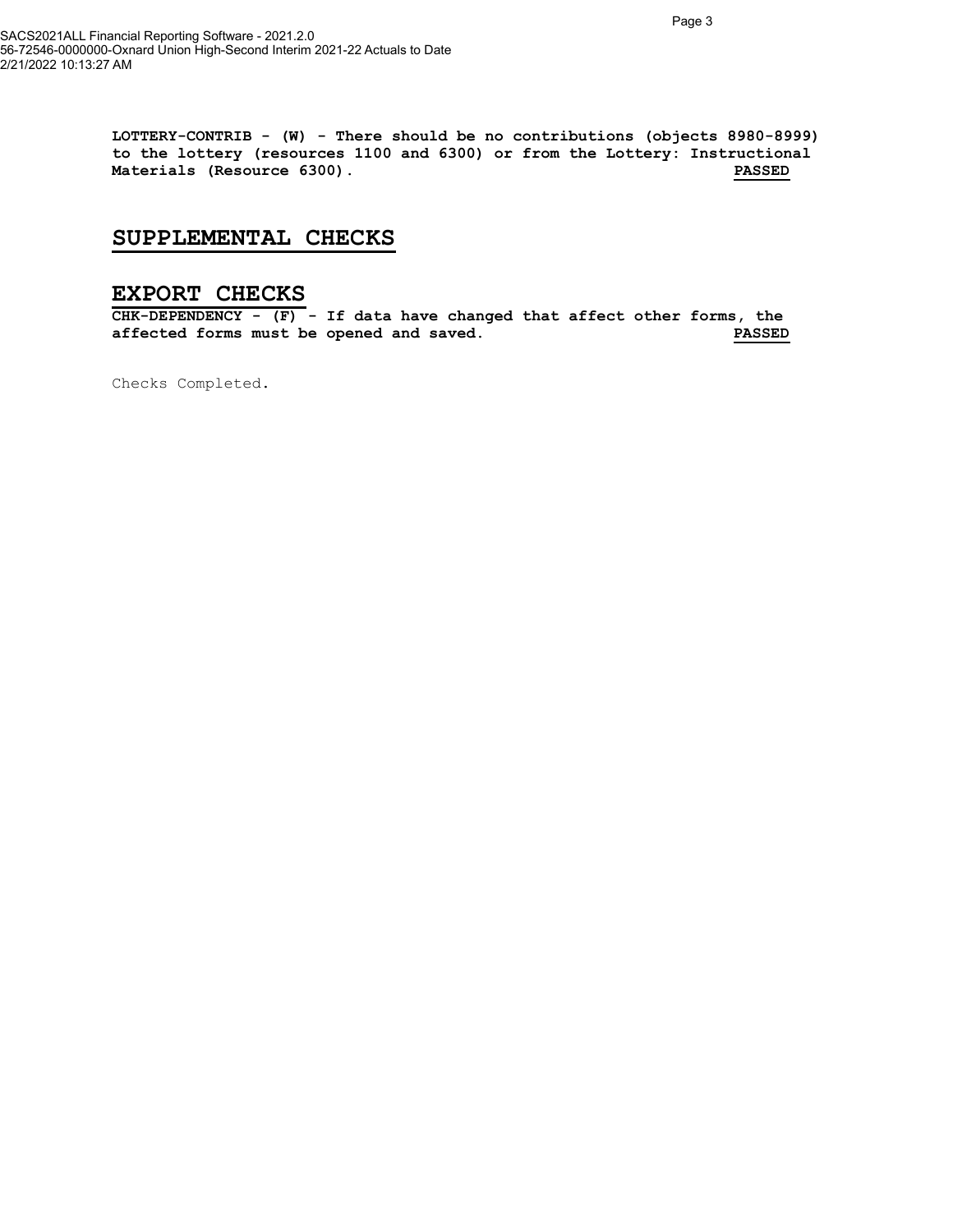**LOTTERY-CONTRIB - (W) - There should be no contributions (objects 8980-8999) to the lottery (resources 1100 and 6300) or from the Lottery: Instructional Materials (Resource 6300).** **PASSED**

## SUPPLEMENTAL CHECKS

## EXPORT CHECKS

**CHK-DEPENDENCY - (F) - If data have changed that affect other forms, the affected forms must be opened and saved.** **PASSED**

Checks Completed.